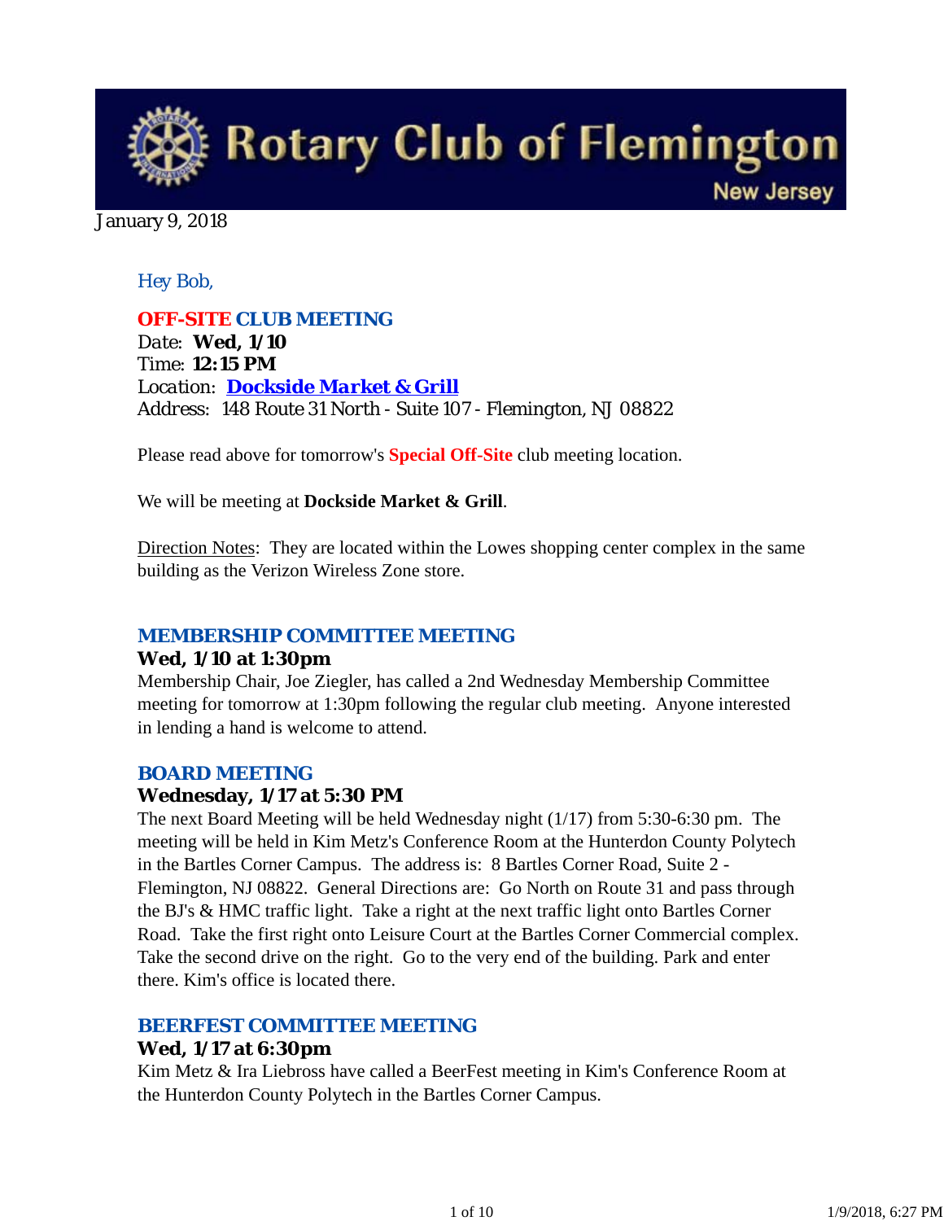# Rotary Club of Flemington New Jersey

January 9, 2018

Hey Bob,

## OFF-SITE CLUB MEETING

Date: **Wed, 1/10**
Time: **12:15 PM**
Location: **Dockside Market & Grill**
Address: 148 Route 31 North - Suite 107 - Flemington, NJ 08822

Please read above for tomorrow's **Special Off-Site** club meeting location.

We will be meeting at **Dockside Market & Grill**.

Direction Notes: They are located within the Lowes shopping center complex in the same building as the Verizon Wireless Zone store.

## MEMBERSHIP COMMITTEE MEETING

**Wed, 1/10 at 1:30pm**

Membership Chair, Joe Ziegler, has called a 2nd Wednesday Membership Committee meeting for tomorrow at 1:30pm following the regular club meeting. Anyone interested in lending a hand is welcome to attend.

## BOARD MEETING

**Wednesday, 1/17 at 5:30 PM**

The next Board Meeting will be held Wednesday night (1/17) from 5:30-6:30 pm. The meeting will be held in Kim Metz's Conference Room at the Hunterdon County Polytech in the Bartles Corner Campus. The address is: 8 Bartles Corner Road, Suite 2 - Flemington, NJ 08822. General Directions are: Go North on Route 31 and pass through the BJ's & HMC traffic light. Take a right at the next traffic light onto Bartles Corner Road. Take the first right onto Leisure Court at the Bartles Corner Commercial complex. Take the second drive on the right. Go to the very end of the building. Park and enter there. Kim's office is located there.

## BEERFEST COMMITTEE MEETING

**Wed, 1/17 at 6:30pm**

Kim Metz & Ira Liebross have called a BeerFest meeting in Kim's Conference Room at the Hunterdon County Polytech in the Bartles Corner Campus.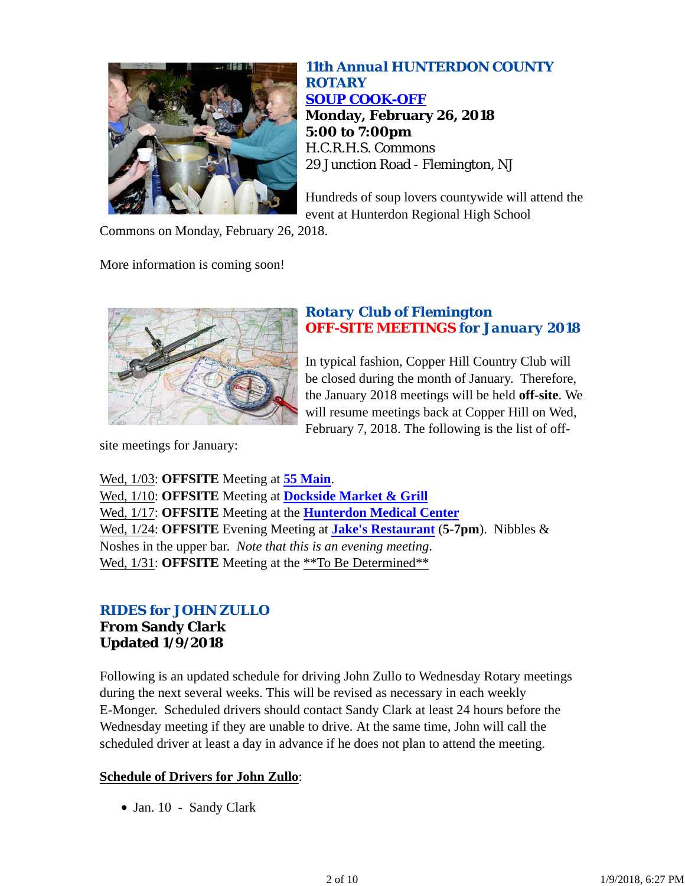### 11th Annual HUNTERDON COUNTY ROTARY SOUP COOK-OFF

**Monday, February 26, 2018**
**5:00 to 7:00pm**
H.C.R.H.S. Commons
29 Junction Road - Flemington, NJ

Hundreds of soup lovers countywide will attend the event at Hunterdon Regional High School Commons on Monday, February 26, 2018.

More information is coming soon!

### Rotary Club of Flemington OFF-SITE MEETINGS for January 2018

In typical fashion, Copper Hill Country Club will be closed during the month of January. Therefore, the January 2018 meetings will be held **off-site**. We will resume meetings back at Copper Hill on Wed, February 7, 2018. The following is the list of off-site meetings for January:

Wed, 1/03: **OFFSITE** Meeting at **55 Main**.
Wed, 1/10: **OFFSITE** Meeting at **Dockside Market & Grill**
Wed, 1/17: **OFFSITE** Meeting at the **Hunterdon Medical Center**
Wed, 1/24: **OFFSITE** Evening Meeting at **Jake's Restaurant** (**5-7pm**). Nibbles & Noshes in the upper bar. *Note that this is an evening meeting.*
Wed, 1/31: **OFFSITE** Meeting at the **To Be Determined**

### RIDES for JOHN ZULLO

**From Sandy Clark**
**Updated 1/9/2018**

Following is an updated schedule for driving John Zullo to Wednesday Rotary meetings during the next several weeks. This will be revised as necessary in each weekly E-Monger. Scheduled drivers should contact Sandy Clark at least 24 hours before the Wednesday meeting if they are unable to drive. At the same time, John will call the scheduled driver at least a day in advance if he does not plan to attend the meeting.

**Schedule of Drivers for John Zullo**:

- Jan. 10 - Sandy Clark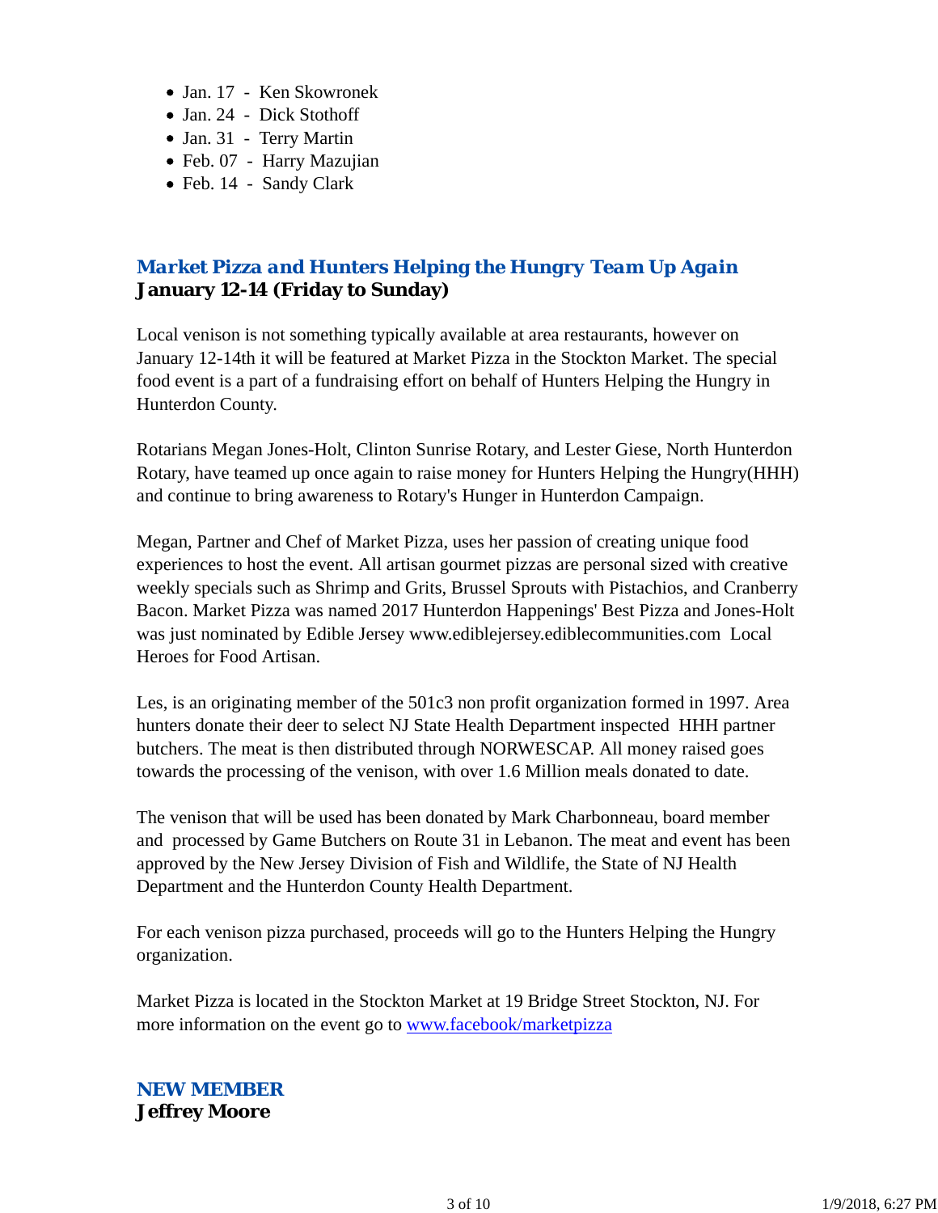- Jan. 17 - Ken Skowronek
- Jan. 24 - Dick Stothoff
- Jan. 31 - Terry Martin
- Feb. 07 - Harry Mazujian
- Feb. 14 - Sandy Clark

## *Market Pizza and Hunters Helping the Hungry Team Up Again*
**January 12-14 (Friday to Sunday)**

Local venison is not something typically available at area restaurants, however on January 12-14th it will be featured at Market Pizza in the Stockton Market. The special food event is a part of a fundraising effort on behalf of Hunters Helping the Hungry in Hunterdon County.

Rotarians Megan Jones-Holt, Clinton Sunrise Rotary, and Lester Giese, North Hunterdon Rotary, have teamed up once again to raise money for Hunters Helping the Hungry(HHH) and continue to bring awareness to Rotary's Hunger in Hunterdon Campaign.

Megan, Partner and Chef of Market Pizza, uses her passion of creating unique food experiences to host the event. All artisan gourmet pizzas are personal sized with creative weekly specials such as Shrimp and Grits, Brussel Sprouts with Pistachios, and Cranberry Bacon. Market Pizza was named 2017 Hunterdon Happenings' Best Pizza and Jones-Holt was just nominated by Edible Jersey www.ediblejersey.ediblecommunities.com Local Heroes for Food Artisan.

Les, is an originating member of the 501c3 non profit organization formed in 1997. Area hunters donate their deer to select NJ State Health Department inspected HHH partner butchers. The meat is then distributed through NORWESCAP. All money raised goes towards the processing of the venison, with over 1.6 Million meals donated to date.

The venison that will be used has been donated by Mark Charbonneau, board member and processed by Game Butchers on Route 31 in Lebanon. The meat and event has been approved by the New Jersey Division of Fish and Wildlife, the State of NJ Health Department and the Hunterdon County Health Department.

For each venison pizza purchased, proceeds will go to the Hunters Helping the Hungry organization.

Market Pizza is located in the Stockton Market at 19 Bridge Street Stockton, NJ. For more information on the event go to [www.facebook/marketpizza](www.facebook/marketpizza)

## NEW MEMBER
**Jeffrey Moore**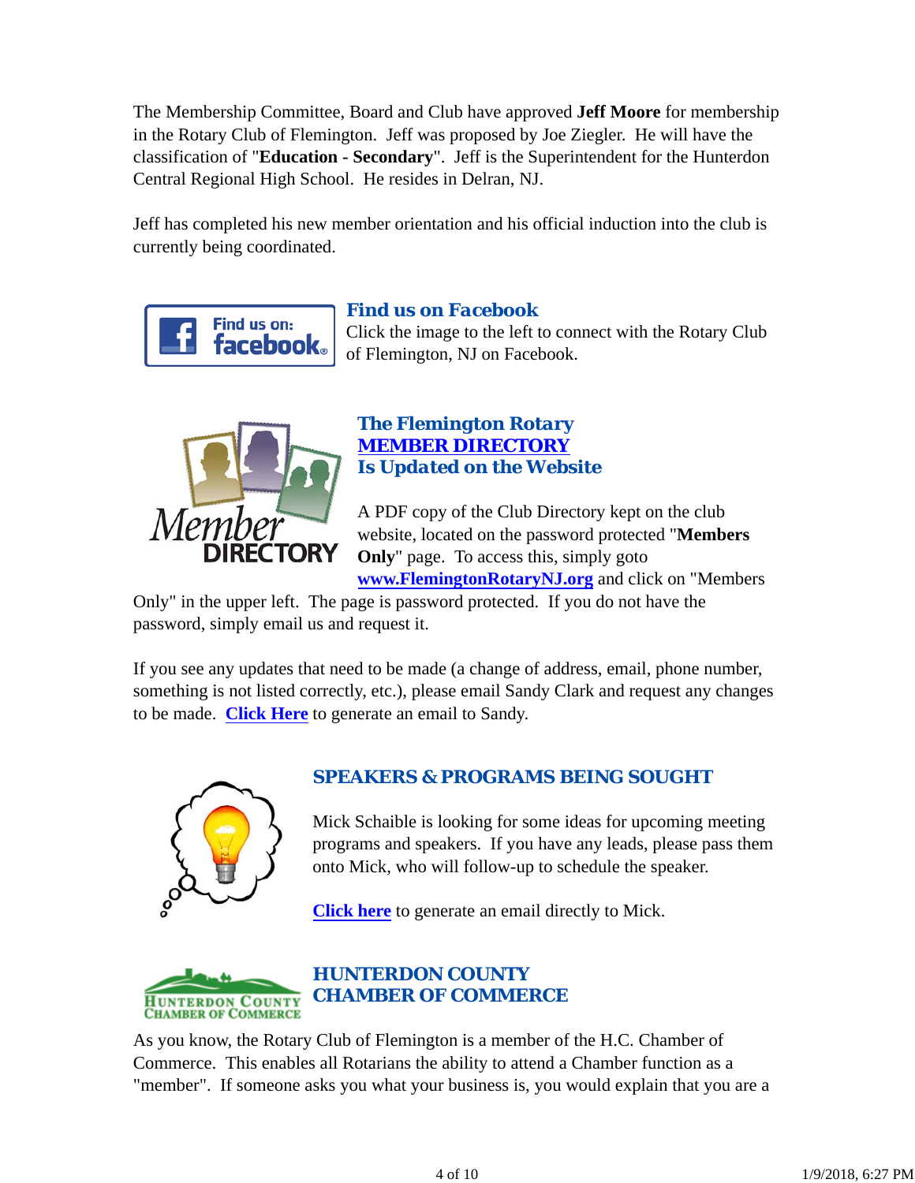The Membership Committee, Board and Club have approved **Jeff Moore** for membership in the Rotary Club of Flemington. Jeff was proposed by Joe Ziegler. He will have the classification of "**Education - Secondary**". Jeff is the Superintendent for the Hunterdon Central Regional High School. He resides in Delran, NJ.

Jeff has completed his new member orientation and his official induction into the club is currently being coordinated.

### *Find us on Facebook*

Click the image to the left to connect with the Rotary Club of Flemington, NJ on Facebook.

### The Flemington Rotary MEMBER DIRECTORY Is Updated on the Website

A PDF copy of the Club Directory kept on the club website, located on the password protected "**Members Only**" page. To access this, simply goto **www.FlemingtonRotaryNJ.org** and click on "Members Only" in the upper left. The page is password protected. If you do not have the password, simply email us and request it.

If you see any updates that need to be made (a change of address, email, phone number, something is not listed correctly, etc.), please email Sandy Clark and request any changes to be made. **Click Here** to generate an email to Sandy.

### SPEAKERS & PROGRAMS BEING SOUGHT

Mick Schaible is looking for some ideas for upcoming meeting programs and speakers. If you have any leads, please pass them onto Mick, who will follow-up to schedule the speaker.

**Click here** to generate an email directly to Mick.

### HUNTERDON COUNTY CHAMBER OF COMMERCE

As you know, the Rotary Club of Flemington is a member of the H.C. Chamber of Commerce. This enables all Rotarians the ability to attend a Chamber function as a "member". If someone asks you what your business is, you would explain that you are a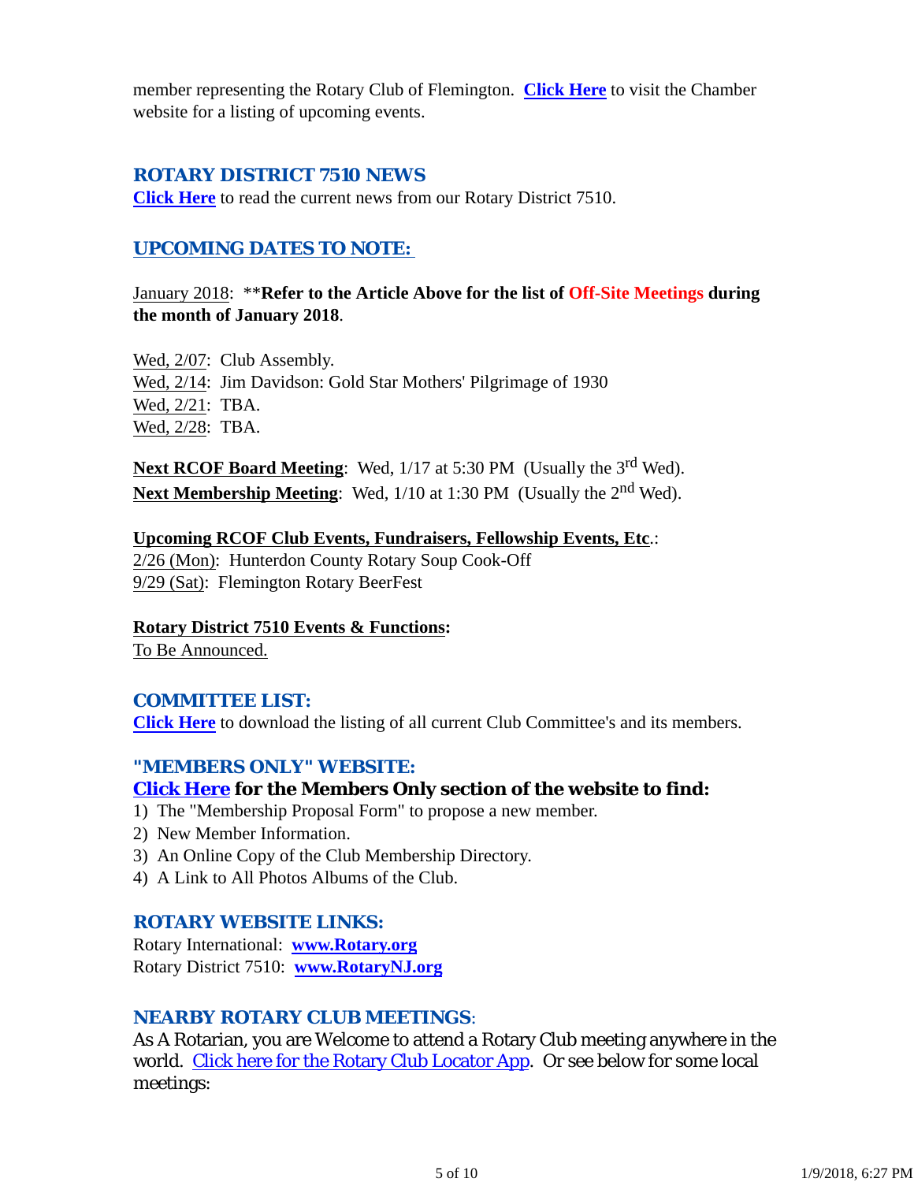member representing the Rotary Club of Flemington. **Click Here** to visit the Chamber website for a listing of upcoming events.

### ROTARY DISTRICT 7510 NEWS

**Click Here** to read the current news from our Rotary District 7510.

### UPCOMING DATES TO NOTE:

January 2018: **Refer to the Article Above for the list of Off-Site Meetings during the month of January 2018**.

Wed, 2/07: Club Assembly.
Wed, 2/14: Jim Davidson: Gold Star Mothers' Pilgrimage of 1930
Wed, 2/21: TBA.
Wed, 2/28: TBA.

**Next RCOF Board Meeting**: Wed, 1/17 at 5:30 PM (Usually the 3rd Wed).
**Next Membership Meeting**: Wed, 1/10 at 1:30 PM (Usually the 2nd Wed).

**Upcoming RCOF Club Events, Fundraisers, Fellowship Events, Etc**.:
2/26 (Mon): Hunterdon County Rotary Soup Cook-Off
9/29 (Sat): Flemington Rotary BeerFest

**Rotary District 7510 Events & Functions:**
To Be Announced.

### COMMITTEE LIST:

**Click Here** to download the listing of all current Club Committee's and its members.

### "MEMBERS ONLY" WEBSITE:

**Click Here for the Members Only section of the website to find:**

1) The "Membership Proposal Form" to propose a new member.
2) New Member Information.
3) An Online Copy of the Club Membership Directory.
4) A Link to All Photos Albums of the Club.

### ROTARY WEBSITE LINKS:

Rotary International: **www.Rotary.org**
Rotary District 7510: **www.RotaryNJ.org**

### NEARBY ROTARY CLUB MEETINGS:

As A Rotarian, you are Welcome to attend a Rotary Club meeting anywhere in the world. Click here for the Rotary Club Locator App. Or see below for some local meetings: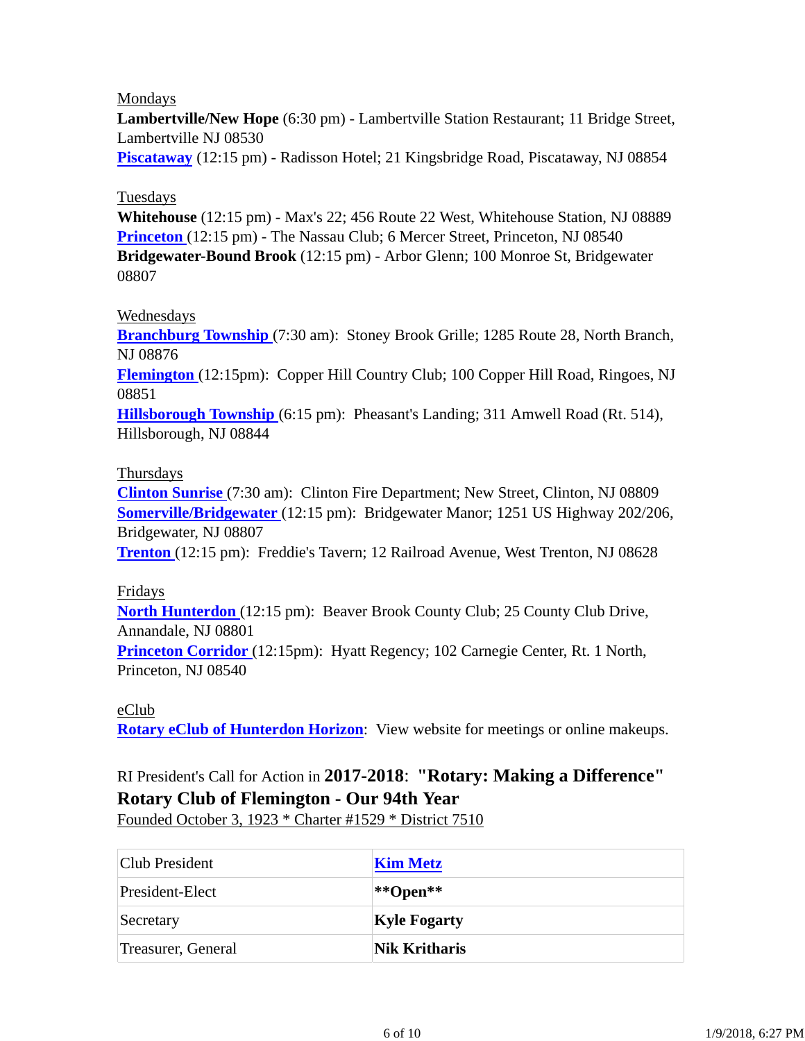Mondays

**Lambertville/New Hope** (6:30 pm) - Lambertville Station Restaurant; 11 Bridge Street, Lambertville NJ 08530

**Piscataway** (12:15 pm) - Radisson Hotel; 21 Kingsbridge Road, Piscataway, NJ 08854

Tuesdays

**Whitehouse** (12:15 pm) - Max's 22; 456 Route 22 West, Whitehouse Station, NJ 08889

**Princeton** (12:15 pm) - The Nassau Club; 6 Mercer Street, Princeton, NJ 08540

**Bridgewater-Bound Brook** (12:15 pm) - Arbor Glenn; 100 Monroe St, Bridgewater 08807

Wednesdays

**Branchburg Township** (7:30 am): Stoney Brook Grille; 1285 Route 28, North Branch, NJ 08876

**Flemington** (12:15pm): Copper Hill Country Club; 100 Copper Hill Road, Ringoes, NJ 08851

**Hillsborough Township** (6:15 pm): Pheasant's Landing; 311 Amwell Road (Rt. 514), Hillsborough, NJ 08844

Thursdays

**Clinton Sunrise** (7:30 am): Clinton Fire Department; New Street, Clinton, NJ 08809

**Somerville/Bridgewater** (12:15 pm): Bridgewater Manor; 1251 US Highway 202/206, Bridgewater, NJ 08807

**Trenton** (12:15 pm): Freddie's Tavern; 12 Railroad Avenue, West Trenton, NJ 08628

Fridays

**North Hunterdon** (12:15 pm): Beaver Brook County Club; 25 County Club Drive, Annandale, NJ 08801

**Princeton Corridor** (12:15pm): Hyatt Regency; 102 Carnegie Center, Rt. 1 North, Princeton, NJ 08540

eClub

**Rotary eClub of Hunterdon Horizon**: View website for meetings or online makeups.

RI President's Call for Action in **2017-2018**: **"Rotary: Making a Difference"**

**Rotary Club of Flemington - Our 94th Year**

Founded October 3, 1923 * Charter #1529 * District 7510

| | |
|---|---|
| Club President | **Kim Metz** |
| President-Elect | **\*\*Open\*\*** |
| Secretary | **Kyle Fogarty** |
| Treasurer, General | **Nik Kritharis** |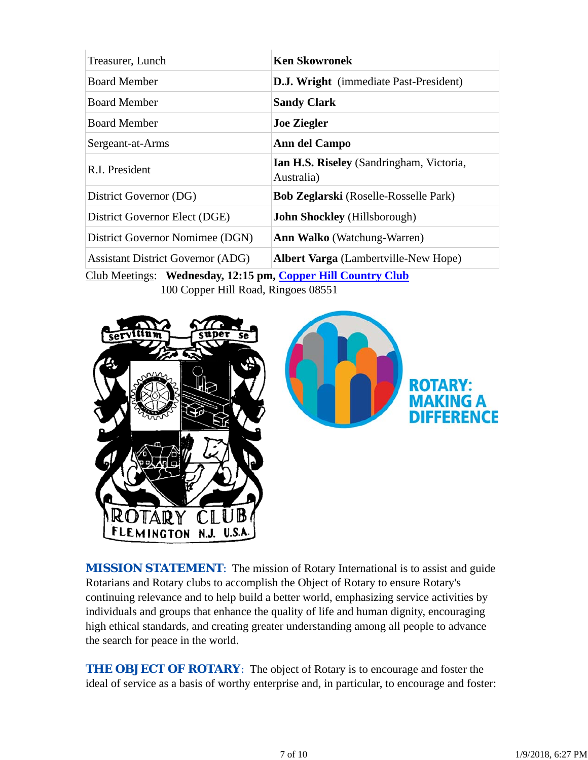| | |
|---|---|
| Treasurer, Lunch | **Ken Skowronek** |
| Board Member | **D.J. Wright** (immediate Past-President) |
| Board Member | **Sandy Clark** |
| Board Member | **Joe Ziegler** |
| Sergeant-at-Arms | **Ann del Campo** |
| R.I. President | **Ian H.S. Riseley** (Sandringham, Victoria, Australia) |
| District Governor (DG) | **Bob Zeglarski** (Roselle-Rosselle Park) |
| District Governor Elect (DGE) | **John Shockley** (Hillsborough) |
| District Governor Nomimee (DGN) | **Ann Walko** (Watchung-Warren) |
| Assistant District Governor (ADG) | **Albert Varga** (Lambertville-New Hope) |

Club Meetings: **Wednesday, 12:15 pm, [Copper Hill Country Club](Copper Hill Country Club)**
100 Copper Hill Road, Ringoes 08551

**MISSION STATEMENT**: The mission of Rotary International is to assist and guide Rotarians and Rotary clubs to accomplish the Object of Rotary to ensure Rotary's continuing relevance and to help build a better world, emphasizing service activities by individuals and groups that enhance the quality of life and human dignity, encouraging high ethical standards, and creating greater understanding among all people to advance the search for peace in the world.

**THE OBJECT OF ROTARY**: The object of Rotary is to encourage and foster the ideal of service as a basis of worthy enterprise and, in particular, to encourage and foster: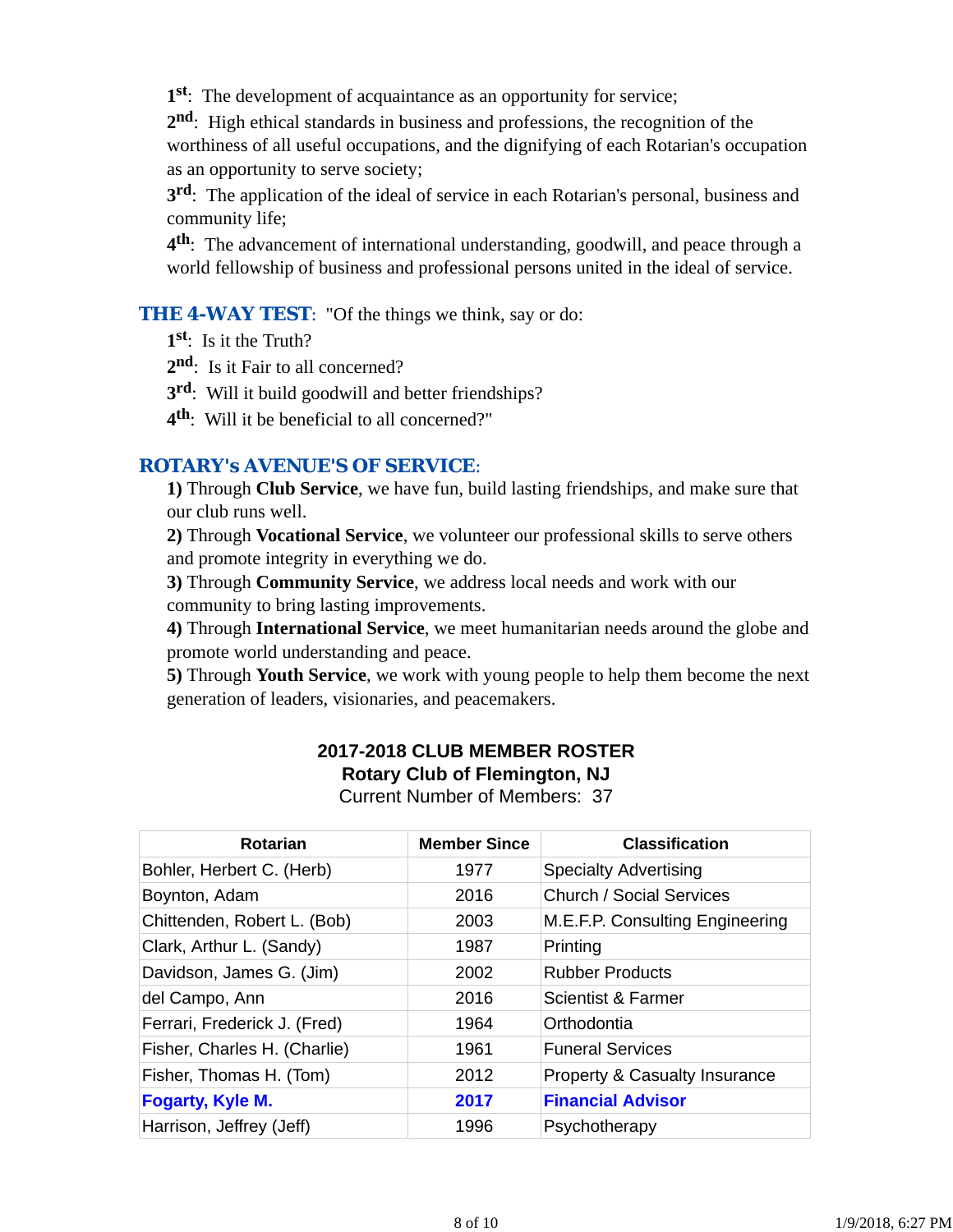1st: The development of acquaintance as an opportunity for service;

2nd: High ethical standards in business and professions, the recognition of the worthiness of all useful occupations, and the dignifying of each Rotarian's occupation as an opportunity to serve society;

3rd: The application of the ideal of service in each Rotarian's personal, business and community life;

4th: The advancement of international understanding, goodwill, and peace through a world fellowship of business and professional persons united in the ideal of service.

**THE 4-WAY TEST:** "Of the things we think, say or do:

1st: Is it the Truth?

2nd: Is it Fair to all concerned?

3rd: Will it build goodwill and better friendships?

4th: Will it be beneficial to all concerned?"

**ROTARY's AVENUE'S OF SERVICE:**

**1)** Through **Club Service**, we have fun, build lasting friendships, and make sure that our club runs well.

**2)** Through **Vocational Service**, we volunteer our professional skills to serve others and promote integrity in everything we do.

**3)** Through **Community Service**, we address local needs and work with our community to bring lasting improvements.

**4)** Through **International Service**, we meet humanitarian needs around the globe and promote world understanding and peace.

**5)** Through **Youth Service**, we work with young people to help them become the next generation of leaders, visionaries, and peacemakers.

**2017-2018 CLUB MEMBER ROSTER**
**Rotary Club of Flemington, NJ**
Current Number of Members: 37

| Rotarian | Member Since | Classification |
|---|---|---|
| Bohler, Herbert C. (Herb) | 1977 | Specialty Advertising |
| Boynton, Adam | 2016 | Church / Social Services |
| Chittenden, Robert L. (Bob) | 2003 | M.E.F.P. Consulting Engineering |
| Clark, Arthur L. (Sandy) | 1987 | Printing |
| Davidson, James G. (Jim) | 2002 | Rubber Products |
| del Campo, Ann | 2016 | Scientist & Farmer |
| Ferrari, Frederick J. (Fred) | 1964 | Orthodontia |
| Fisher, Charles H. (Charlie) | 1961 | Funeral Services |
| Fisher, Thomas H. (Tom) | 2012 | Property & Casualty Insurance |
| **Fogarty, Kyle M.** | **2017** | **Financial Advisor** |
| Harrison, Jeffrey (Jeff) | 1996 | Psychotherapy |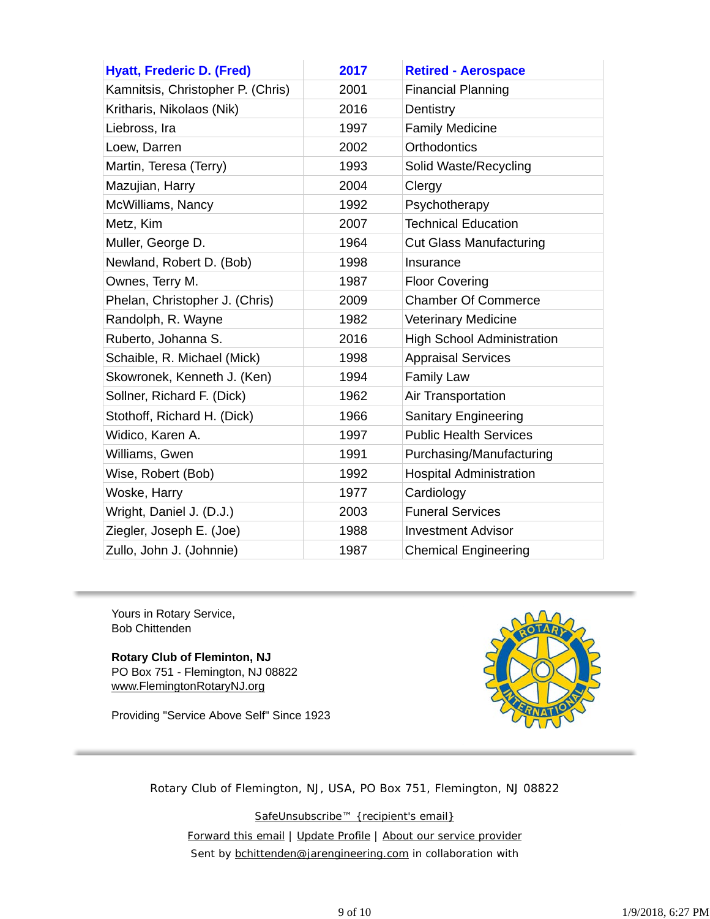| **Hyatt, Frederic D. (Fred)** | **2017** | **Retired - Aerospace** |
|---|---|---|
| Kamnitsis, Christopher P. (Chris) | 2001 | Financial Planning |
| Kritharis, Nikolaos (Nik) | 2016 | Dentistry |
| Liebross, Ira | 1997 | Family Medicine |
| Loew, Darren | 2002 | Orthodontics |
| Martin, Teresa (Terry) | 1993 | Solid Waste/Recycling |
| Mazujian, Harry | 2004 | Clergy |
| McWilliams, Nancy | 1992 | Psychotherapy |
| Metz, Kim | 2007 | Technical Education |
| Muller, George D. | 1964 | Cut Glass Manufacturing |
| Newland, Robert D. (Bob) | 1998 | Insurance |
| Ownes, Terry M. | 1987 | Floor Covering |
| Phelan, Christopher J. (Chris) | 2009 | Chamber Of Commerce |
| Randolph, R. Wayne | 1982 | Veterinary Medicine |
| Ruberto, Johanna S. | 2016 | High School Administration |
| Schaible, R. Michael (Mick) | 1998 | Appraisal Services |
| Skowronek, Kenneth J. (Ken) | 1994 | Family Law |
| Sollner, Richard F. (Dick) | 1962 | Air Transportation |
| Stothoff, Richard H. (Dick) | 1966 | Sanitary Engineering |
| Widico, Karen A. | 1997 | Public Health Services |
| Williams, Gwen | 1991 | Purchasing/Manufacturing |
| Wise, Robert (Bob) | 1992 | Hospital Administration |
| Woske, Harry | 1977 | Cardiology |
| Wright, Daniel J. (D.J.) | 2003 | Funeral Services |
| Ziegler, Joseph E. (Joe) | 1988 | Investment Advisor |
| Zullo, John J. (Johnnie) | 1987 | Chemical Engineering |

Yours in Rotary Service,
Bob Chittenden

**Rotary Club of Fleminton, NJ**
PO Box 751 - Flemington, NJ 08822
www.FlemingtonRotaryNJ.org

Providing "Service Above Self" Since 1923

Rotary Club of Flemington, NJ, USA, PO Box 751, Flemington, NJ 08822

SafeUnsubscribe™ {recipient's email}

Forward this email | Update Profile | About our service provider

Sent by bchittenden@jarengineering.com in collaboration with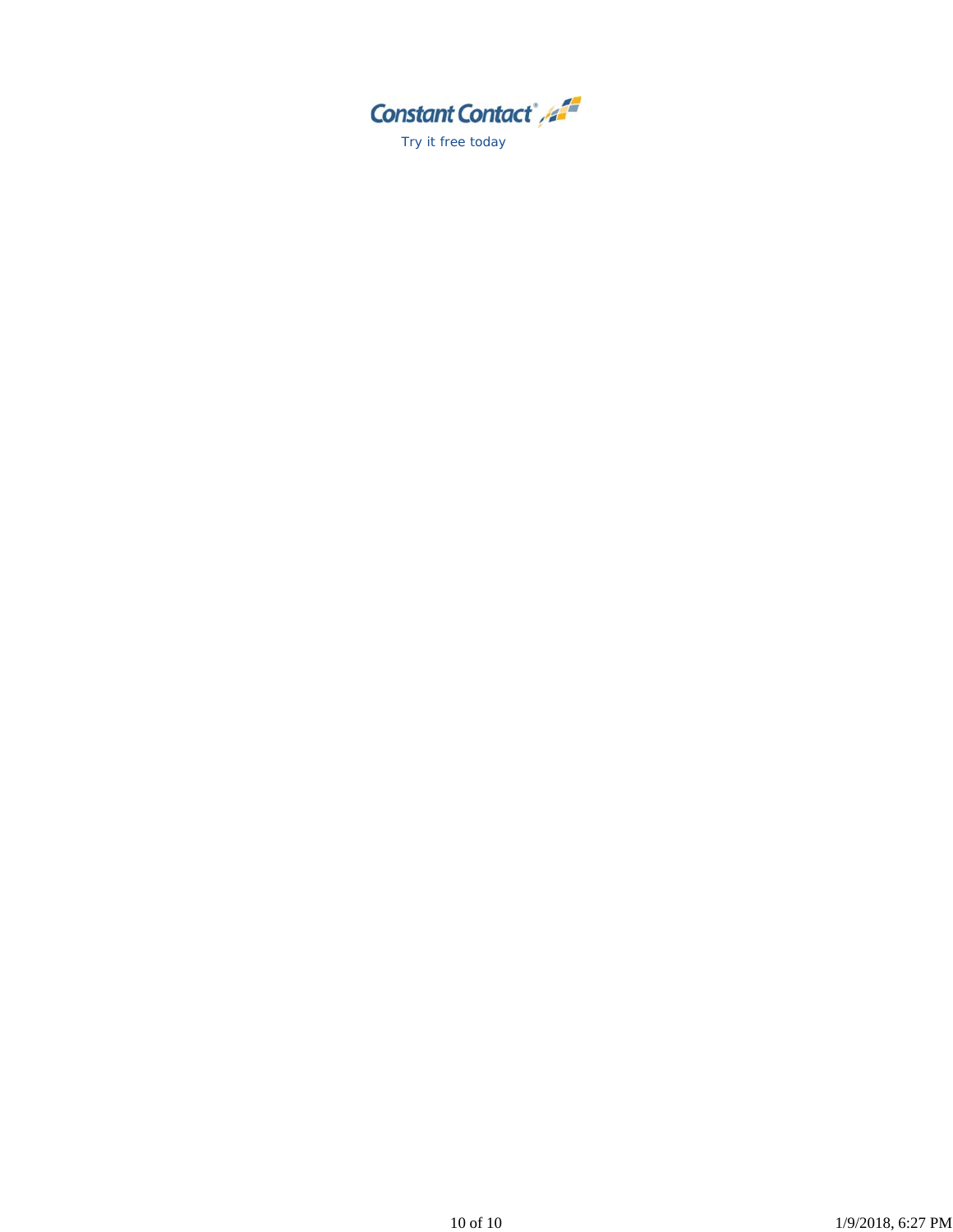Constant Contact®

Try it free today